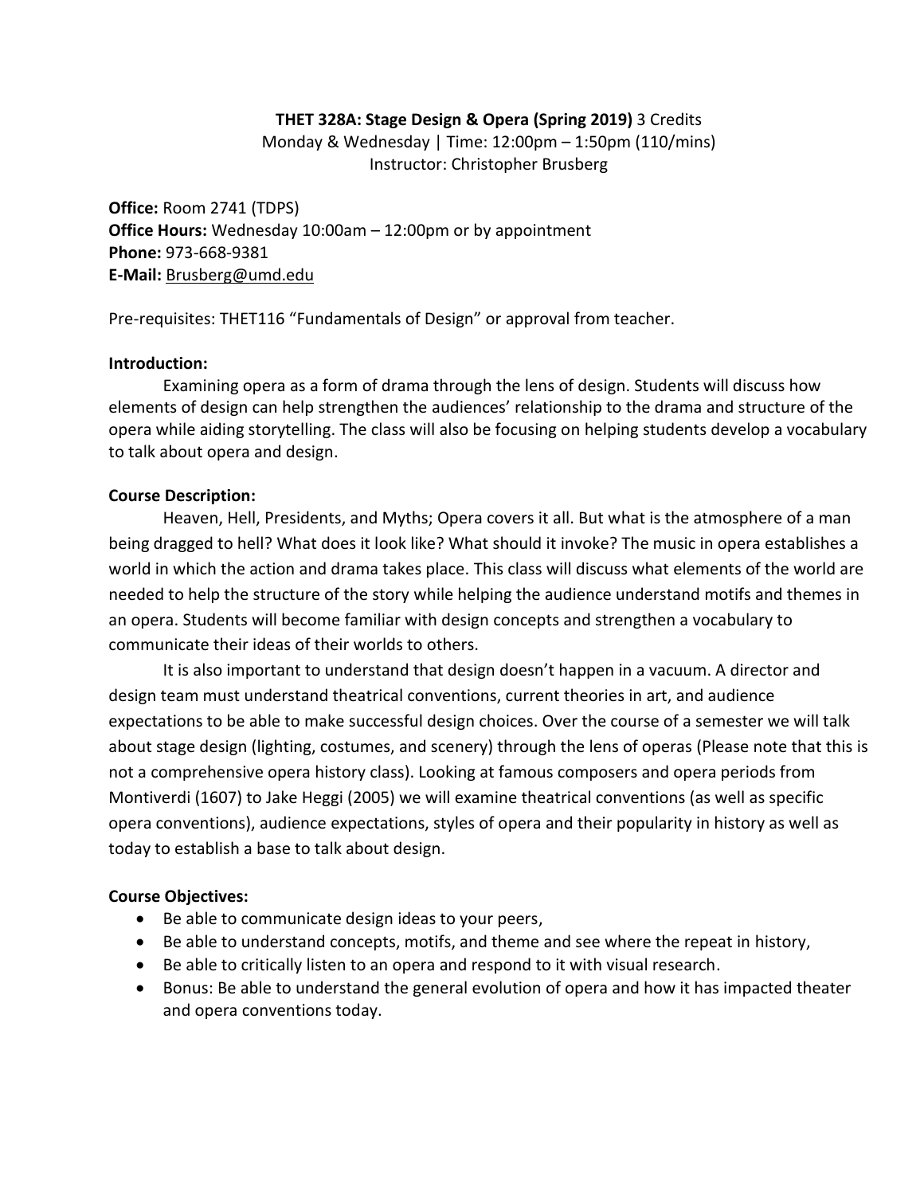**THET 328A: Stage Design & Opera (Spring 2019)** 3 Credits
Monday & Wednesday | Time: 12:00pm – 1:50pm (110/mins)
Instructor: Christopher Brusberg

**Office:** Room 2741 (TDPS)
**Office Hours:** Wednesday 10:00am – 12:00pm or by appointment
**Phone:** 973-668-9381
**E-Mail:** Brusberg@umd.edu

Pre-requisites: THET116 "Fundamentals of Design" or approval from teacher.

**Introduction:**

Examining opera as a form of drama through the lens of design. Students will discuss how elements of design can help strengthen the audiences' relationship to the drama and structure of the opera while aiding storytelling. The class will also be focusing on helping students develop a vocabulary to talk about opera and design.

**Course Description:**

Heaven, Hell, Presidents, and Myths; Opera covers it all. But what is the atmosphere of a man being dragged to hell? What does it look like? What should it invoke? The music in opera establishes a world in which the action and drama takes place. This class will discuss what elements of the world are needed to help the structure of the story while helping the audience understand motifs and themes in an opera. Students will become familiar with design concepts and strengthen a vocabulary to communicate their ideas of their worlds to others.

It is also important to understand that design doesn't happen in a vacuum. A director and design team must understand theatrical conventions, current theories in art, and audience expectations to be able to make successful design choices. Over the course of a semester we will talk about stage design (lighting, costumes, and scenery) through the lens of operas (Please note that this is not a comprehensive opera history class). Looking at famous composers and opera periods from Montiverdi (1607) to Jake Heggi (2005) we will examine theatrical conventions (as well as specific opera conventions), audience expectations, styles of opera and their popularity in history as well as today to establish a base to talk about design.

**Course Objectives:**

- Be able to communicate design ideas to your peers,
- Be able to understand concepts, motifs, and theme and see where the repeat in history,
- Be able to critically listen to an opera and respond to it with visual research.
- Bonus: Be able to understand the general evolution of opera and how it has impacted theater and opera conventions today.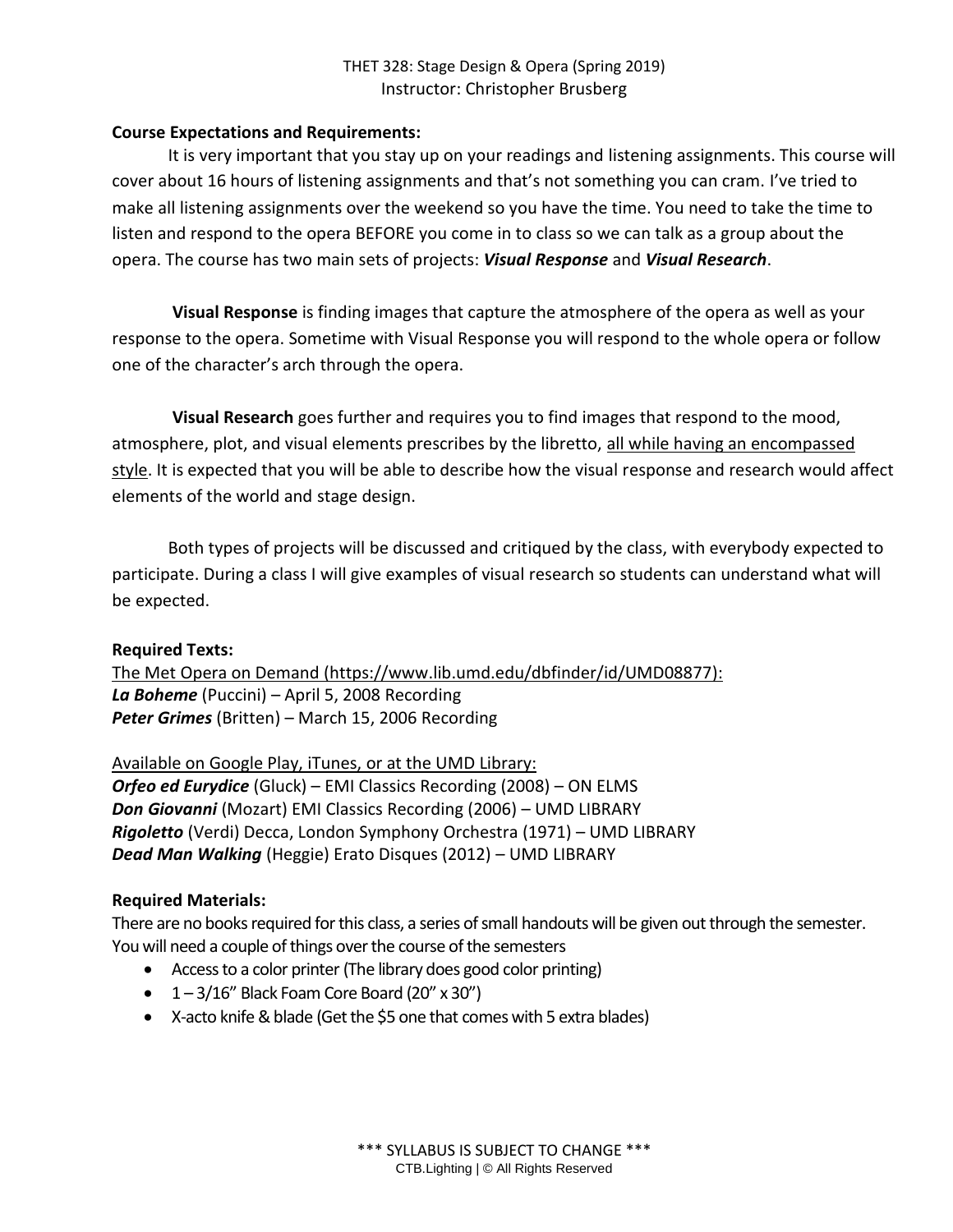**Course Expectations and Requirements:**

It is very important that you stay up on your readings and listening assignments. This course will cover about 16 hours of listening assignments and that's not something you can cram. I've tried to make all listening assignments over the weekend so you have the time. You need to take the time to listen and respond to the opera BEFORE you come in to class so we can talk as a group about the opera. The course has two main sets of projects: ***Visual Response*** and ***Visual Research***.

**Visual Response** is finding images that capture the atmosphere of the opera as well as your response to the opera. Sometime with Visual Response you will respond to the whole opera or follow one of the character's arch through the opera.

**Visual Research** goes further and requires you to find images that respond to the mood, atmosphere, plot, and visual elements prescribes by the libretto, <u>all while having an encompassed style</u>. It is expected that you will be able to describe how the visual response and research would affect elements of the world and stage design.

Both types of projects will be discussed and critiqued by the class, with everybody expected to participate. During a class I will give examples of visual research so students can understand what will be expected.

**Required Texts:**

<u>The Met Opera on Demand (https://www.lib.umd.edu/dbfinder/id/UMD08877):</u>
***La Boheme*** (Puccini) – April 5, 2008 Recording
***Peter Grimes*** (Britten) – March 15, 2006 Recording

<u>Available on Google Play, iTunes, or at the UMD Library:</u>
***Orfeo ed Eurydice*** (Gluck) – EMI Classics Recording (2008) – ON ELMS
***Don Giovanni*** (Mozart) EMI Classics Recording (2006) – UMD LIBRARY
***Rigoletto*** (Verdi) Decca, London Symphony Orchestra (1971) – UMD LIBRARY
***Dead Man Walking*** (Heggie) Erato Disques (2012) – UMD LIBRARY

**Required Materials:**

There are no books required for this class, a series of small handouts will be given out through the semester. You will need a couple of things over the course of the semesters

- Access to a color printer (The library does good color printing)
- 1 – 3/16" Black Foam Core Board (20" x 30")
- X-acto knife & blade (Get the $5 one that comes with 5 extra blades)

\*\*\* SYLLABUS IS SUBJECT TO CHANGE \*\*\*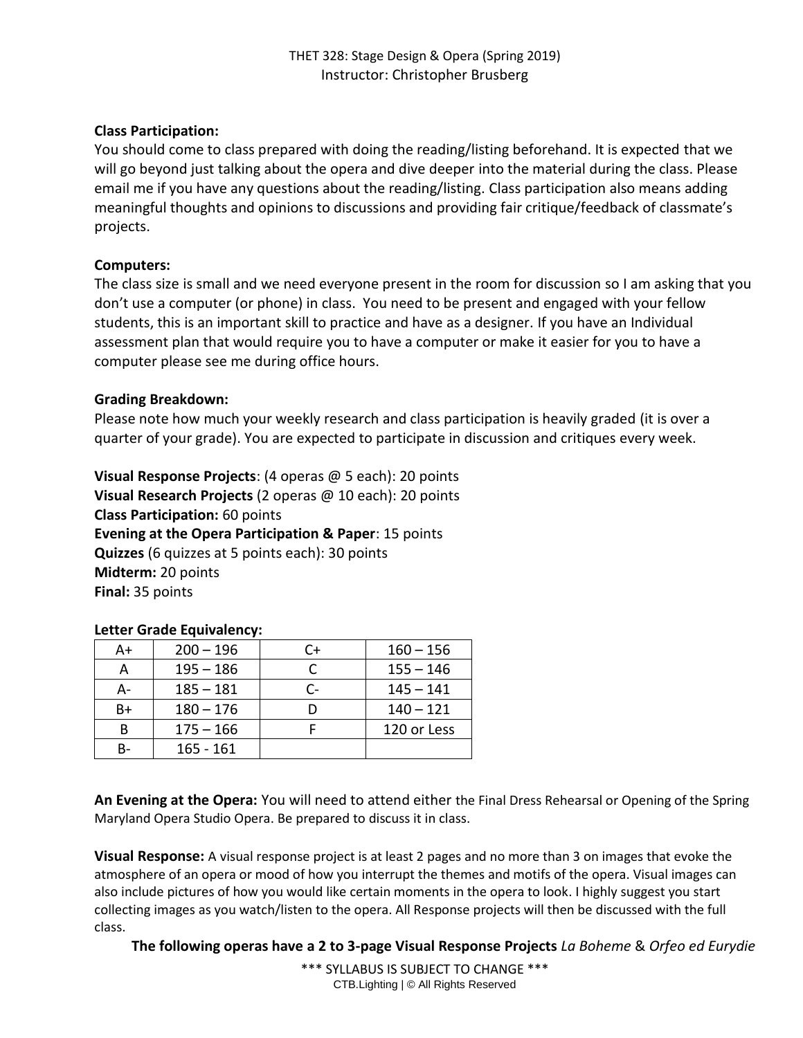**Class Participation:**
You should come to class prepared with doing the reading/listing beforehand. It is expected that we will go beyond just talking about the opera and dive deeper into the material during the class. Please email me if you have any questions about the reading/listing. Class participation also means adding meaningful thoughts and opinions to discussions and providing fair critique/feedback of classmate's projects.

**Computers:**
The class size is small and we need everyone present in the room for discussion so I am asking that you don't use a computer (or phone) in class. You need to be present and engaged with your fellow students, this is an important skill to practice and have as a designer. If you have an Individual assessment plan that would require you to have a computer or make it easier for you to have a computer please see me during office hours.

**Grading Breakdown:**
Please note how much your weekly research and class participation is heavily graded (it is over a quarter of your grade). You are expected to participate in discussion and critiques every week.

**Visual Response Projects**: (4 operas @ 5 each): 20 points
**Visual Research Projects** (2 operas @ 10 each): 20 points
**Class Participation:** 60 points
**Evening at the Opera Participation & Paper**: 15 points
**Quizzes** (6 quizzes at 5 points each): 30 points
**Midterm:** 20 points
**Final:** 35 points

**Letter Grade Equivalency:**

| A+ | 200 – 196 | C+ | 160 – 156 |
|---|---|---|---|
| A | 195 – 186 | C | 155 – 146 |
| A- | 185 – 181 | C- | 145 – 141 |
| B+ | 180 – 176 | D | 140 – 121 |
| B | 175 – 166 | F | 120 or Less |
| B- | 165 - 161 | | |

**An Evening at the Opera:** You will need to attend either the Final Dress Rehearsal or Opening of the Spring Maryland Opera Studio Opera. Be prepared to discuss it in class.

**Visual Response:** A visual response project is at least 2 pages and no more than 3 on images that evoke the atmosphere of an opera or mood of how you interrupt the themes and motifs of the opera. Visual images can also include pictures of how you would like certain moments in the opera to look. I highly suggest you start collecting images as you watch/listen to the opera. All Response projects will then be discussed with the full class.

**The following operas have a 2 to 3-page Visual Response Projects** *La Boheme* & *Orfeo ed Eurydie*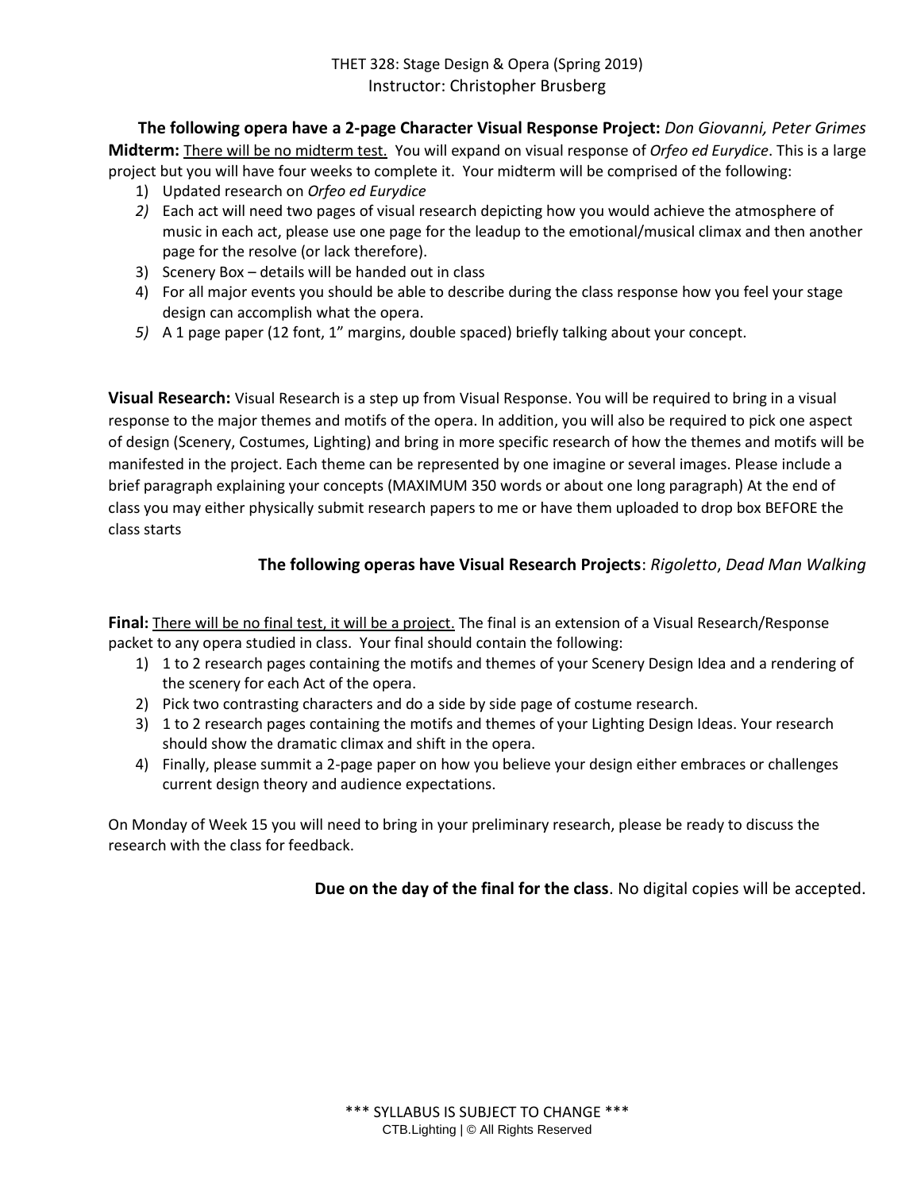**The following opera have a 2-page Character Visual Response Project:** *Don Giovanni, Peter Grimes*

**Midterm:** There will be no midterm test. You will expand on visual response of *Orfeo ed Eurydice*. This is a large project but you will have four weeks to complete it. Your midterm will be comprised of the following:

1) Updated research on *Orfeo ed Eurydice*
2) Each act will need two pages of visual research depicting how you would achieve the atmosphere of music in each act, please use one page for the leadup to the emotional/musical climax and then another page for the resolve (or lack therefore).
3) Scenery Box – details will be handed out in class
4) For all major events you should be able to describe during the class response how you feel your stage design can accomplish what the opera.
5) A 1 page paper (12 font, 1" margins, double spaced) briefly talking about your concept.

**Visual Research:** Visual Research is a step up from Visual Response. You will be required to bring in a visual response to the major themes and motifs of the opera. In addition, you will also be required to pick one aspect of design (Scenery, Costumes, Lighting) and bring in more specific research of how the themes and motifs will be manifested in the project. Each theme can be represented by one imagine or several images. Please include a brief paragraph explaining your concepts (MAXIMUM 350 words or about one long paragraph) At the end of class you may either physically submit research papers to me or have them uploaded to drop box BEFORE the class starts

**The following operas have Visual Research Projects**: *Rigoletto*, *Dead Man Walking*

**Final:** There will be no final test, it will be a project. The final is an extension of a Visual Research/Response packet to any opera studied in class. Your final should contain the following:

1) 1 to 2 research pages containing the motifs and themes of your Scenery Design Idea and a rendering of the scenery for each Act of the opera.
2) Pick two contrasting characters and do a side by side page of costume research.
3) 1 to 2 research pages containing the motifs and themes of your Lighting Design Ideas. Your research should show the dramatic climax and shift in the opera.
4) Finally, please summit a 2-page paper on how you believe your design either embraces or challenges current design theory and audience expectations.

On Monday of Week 15 you will need to bring in your preliminary research, please be ready to discuss the research with the class for feedback.

**Due on the day of the final for the class**. No digital copies will be accepted.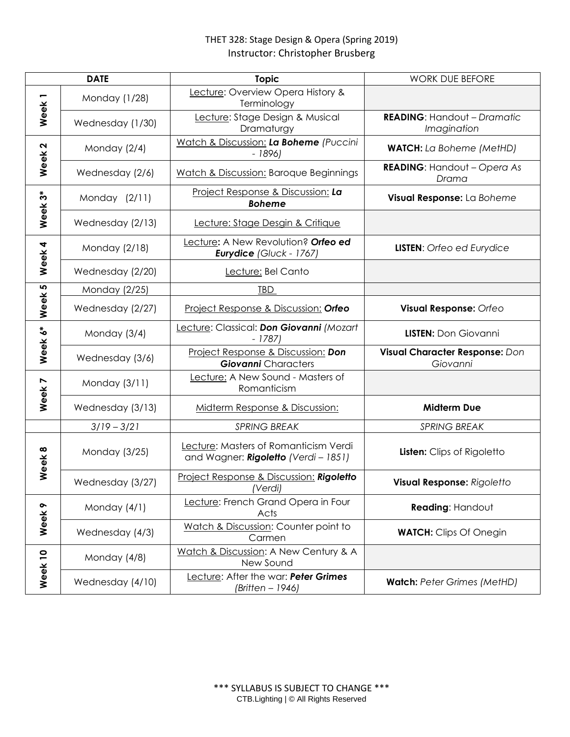THET 328: Stage Design & Opera (Spring 2019)
Instructor: Christopher Brusberg

| DATE | | Topic | WORK DUE BEFORE |
|---|---|---|---|
| Week 1 | Monday (1/28) | Lecture: Overview Opera History & Terminology | |
| | Wednesday (1/30) | Lecture: Stage Design & Musical Dramaturgy | **READING**: Handout – *Dramatic Imagination* |
| Week 2 | Monday (2/4) | Watch & Discussion: ***La Boheme*** *(Puccini - 1896)* | **WATCH:** *La Boheme (MetHD)* |
| | Wednesday (2/6) | Watch & Discussion: Baroque Beginnings | **READING**: Handout – *Opera As Drama* |
| Week 3* | Monday (2/11) | Project Response & Discussion: ***La Boheme*** | **Visual Response:** La *Boheme* |
| | Wednesday (2/13) | Lecture: Stage Desgin & Critique | |
| Week 4 | Monday (2/18) | Lecture**:** A New Revolution? ***Orfeo ed Eurydice*** *(Gluck - 1767)* | **LISTEN**: *Orfeo ed Eurydice* |
| | Wednesday (2/20) | Lecture: Bel Canto | |
| Week 5 | Monday (2/25) | TBD | |
| | Wednesday (2/27) | Project Response & Discussion: ***Orfeo*** | **Visual Response:** *Orfeo* |
| Week 6* | Monday (3/4) | Lecture: Classical: ***Don Giovanni*** *(Mozart - 1787)* | **LISTEN:** Don Giovanni |
| | Wednesday (3/6) | Project Response & Discussion: ***Don Giovanni*** **Characters** | **Visual Character Response:** *Don Giovanni* |
| Week 7 | Monday (3/11) | Lecture: A New Sound - Masters of Romanticism | |
| | Wednesday (3/13) | Midterm Response & Discussion: | **Midterm Due** |
| | *3/19 – 3/21* | *SPRING BREAK* | *SPRING BREAK* |
| Week 8 | Monday (3/25) | Lecture: Masters of Romanticism Verdi and Wagner: ***Rigoletto*** *(Verdi – 1851)* | **Listen:** Clips of Rigoletto |
| | Wednesday (3/27) | Project Response & Discussion: ***Rigoletto*** *(Verdi)* | **Visual Response:** *Rigoletto* |
| Week 9 | Monday (4/1) | Lecture: French Grand Opera in Four Acts | **Reading**: Handout |
| | Wednesday (4/3) | Watch & Discussion: Counter point to Carmen | **WATCH:** Clips Of Onegin |
| Week 10 | Monday (4/8) | Watch & Discussion: A New Century & A New Sound | |
| | Wednesday (4/10) | Lecture: After the war: ***Peter Grimes*** *(Britten – 1946)* | **Watch:** *Peter Grimes (MetHD)* |

*** SYLLABUS IS SUBJECT TO CHANGE ***
CTB.Lighting | © All Rights Reserved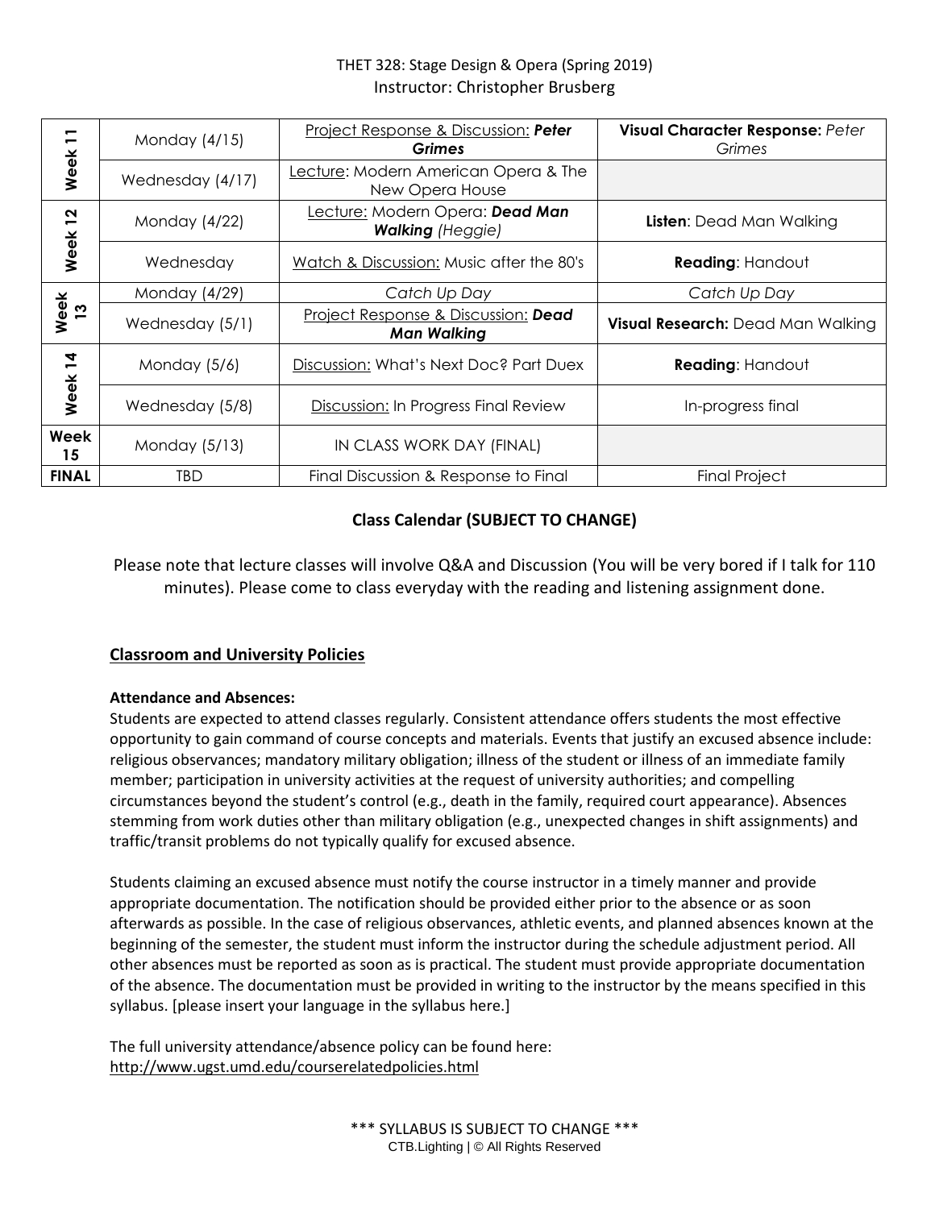THET 328: Stage Design & Opera (Spring 2019)
Instructor: Christopher Brusberg

| | | | |
|---|---|---|---|
| Week 11 | Monday (4/15) | Project Response & Discussion: ***Peter Grimes*** | **Visual Character Response:** *Peter Grimes* |
| | Wednesday (4/17) | Lecture: Modern American Opera & The New Opera House | |
| Week 12 | Monday (4/22) | Lecture: Modern Opera: ***Dead Man Walking*** *(Heggie)* | **Listen**: Dead Man Walking |
| | Wednesday | Watch & Discussion: Music after the 80's | **Reading**: Handout |
| Week 13 | Monday (4/29) | *Catch Up Day* | *Catch Up Day* |
| | Wednesday (5/1) | Project Response & Discussion: ***Dead Man Walking*** | **Visual Research:** Dead Man Walking |
| Week 14 | Monday (5/6) | Discussion: What's Next Doc? Part Duex | **Reading**: Handout |
| | Wednesday (5/8) | Discussion: In Progress Final Review | In-progress final |
| **Week 15** | Monday (5/13) | IN CLASS WORK DAY (FINAL) | |
| **FINAL** | TBD | Final Discussion & Response to Final | Final Project |

**Class Calendar (SUBJECT TO CHANGE)**

Please note that lecture classes will involve Q&A and Discussion (You will be very bored if I talk for 110 minutes). Please come to class everyday with the reading and listening assignment done.

## Classroom and University Policies

**Attendance and Absences:**

Students are expected to attend classes regularly. Consistent attendance offers students the most effective opportunity to gain command of course concepts and materials. Events that justify an excused absence include: religious observances; mandatory military obligation; illness of the student or illness of an immediate family member; participation in university activities at the request of university authorities; and compelling circumstances beyond the student's control (e.g., death in the family, required court appearance). Absences stemming from work duties other than military obligation (e.g., unexpected changes in shift assignments) and traffic/transit problems do not typically qualify for excused absence.

Students claiming an excused absence must notify the course instructor in a timely manner and provide appropriate documentation. The notification should be provided either prior to the absence or as soon afterwards as possible. In the case of religious observances, athletic events, and planned absences known at the beginning of the semester, the student must inform the instructor during the schedule adjustment period. All other absences must be reported as soon as is practical. The student must provide appropriate documentation of the absence. The documentation must be provided in writing to the instructor by the means specified in this syllabus. [please insert your language in the syllabus here.]

The full university attendance/absence policy can be found here: http://www.ugst.umd.edu/courserelatedpolicies.html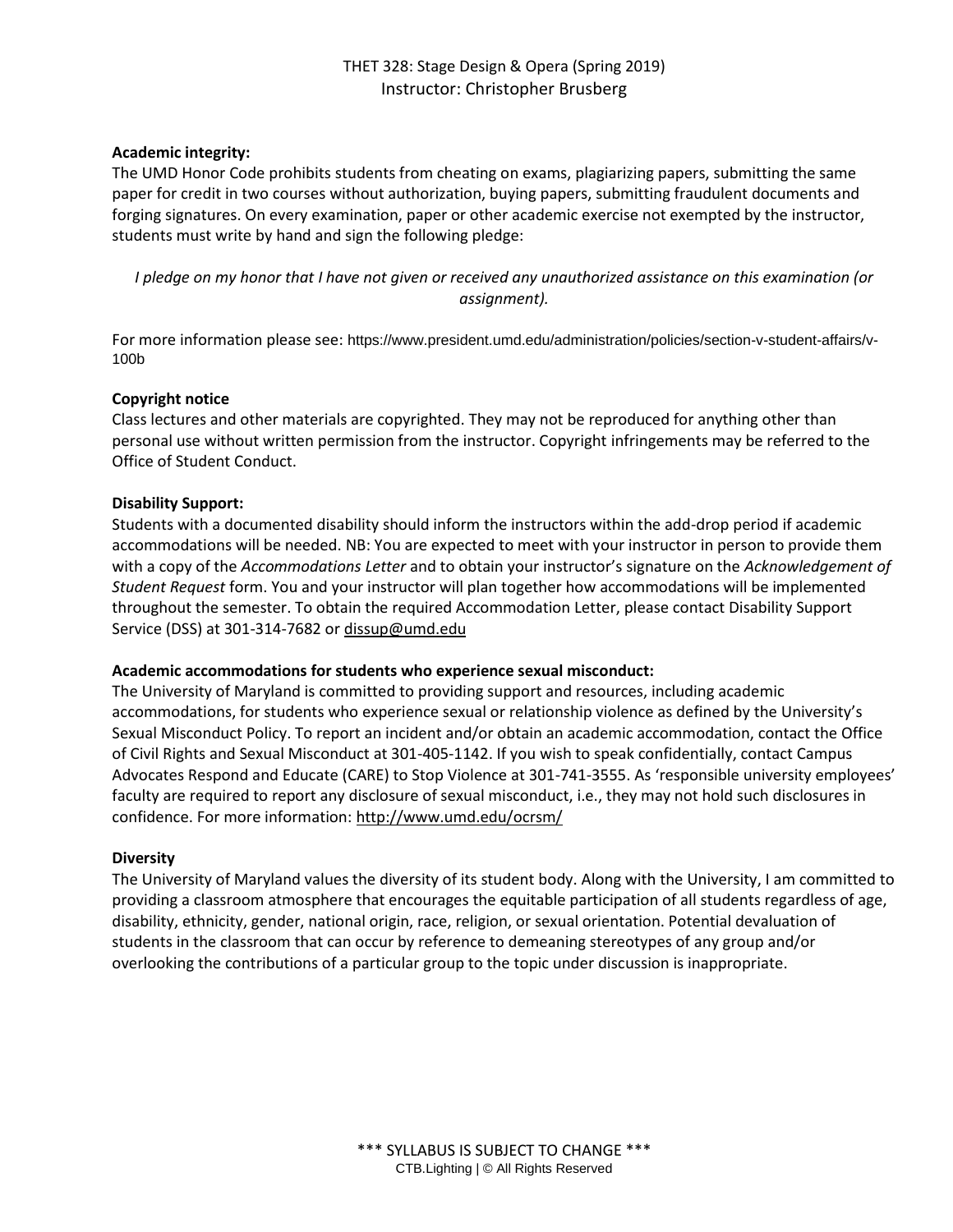**Academic integrity:**

The UMD Honor Code prohibits students from cheating on exams, plagiarizing papers, submitting the same paper for credit in two courses without authorization, buying papers, submitting fraudulent documents and forging signatures. On every examination, paper or other academic exercise not exempted by the instructor, students must write by hand and sign the following pledge:

*I pledge on my honor that I have not given or received any unauthorized assistance on this examination (or assignment).*

For more information please see: https://www.president.umd.edu/administration/policies/section-v-student-affairs/v-100b

**Copyright notice**

Class lectures and other materials are copyrighted. They may not be reproduced for anything other than personal use without written permission from the instructor. Copyright infringements may be referred to the Office of Student Conduct.

**Disability Support:**

Students with a documented disability should inform the instructors within the add-drop period if academic accommodations will be needed. NB: You are expected to meet with your instructor in person to provide them with a copy of the *Accommodations Letter* and to obtain your instructor's signature on the *Acknowledgement of Student Request* form. You and your instructor will plan together how accommodations will be implemented throughout the semester. To obtain the required Accommodation Letter, please contact Disability Support Service (DSS) at 301-314-7682 or dissup@umd.edu

**Academic accommodations for students who experience sexual misconduct:**

The University of Maryland is committed to providing support and resources, including academic accommodations, for students who experience sexual or relationship violence as defined by the University's Sexual Misconduct Policy. To report an incident and/or obtain an academic accommodation, contact the Office of Civil Rights and Sexual Misconduct at 301-405-1142. If you wish to speak confidentially, contact Campus Advocates Respond and Educate (CARE) to Stop Violence at 301-741-3555. As 'responsible university employees' faculty are required to report any disclosure of sexual misconduct, i.e., they may not hold such disclosures in confidence. For more information: http://www.umd.edu/ocrsm/

**Diversity**

The University of Maryland values the diversity of its student body. Along with the University, I am committed to providing a classroom atmosphere that encourages the equitable participation of all students regardless of age, disability, ethnicity, gender, national origin, race, religion, or sexual orientation. Potential devaluation of students in the classroom that can occur by reference to demeaning stereotypes of any group and/or overlooking the contributions of a particular group to the topic under discussion is inappropriate.